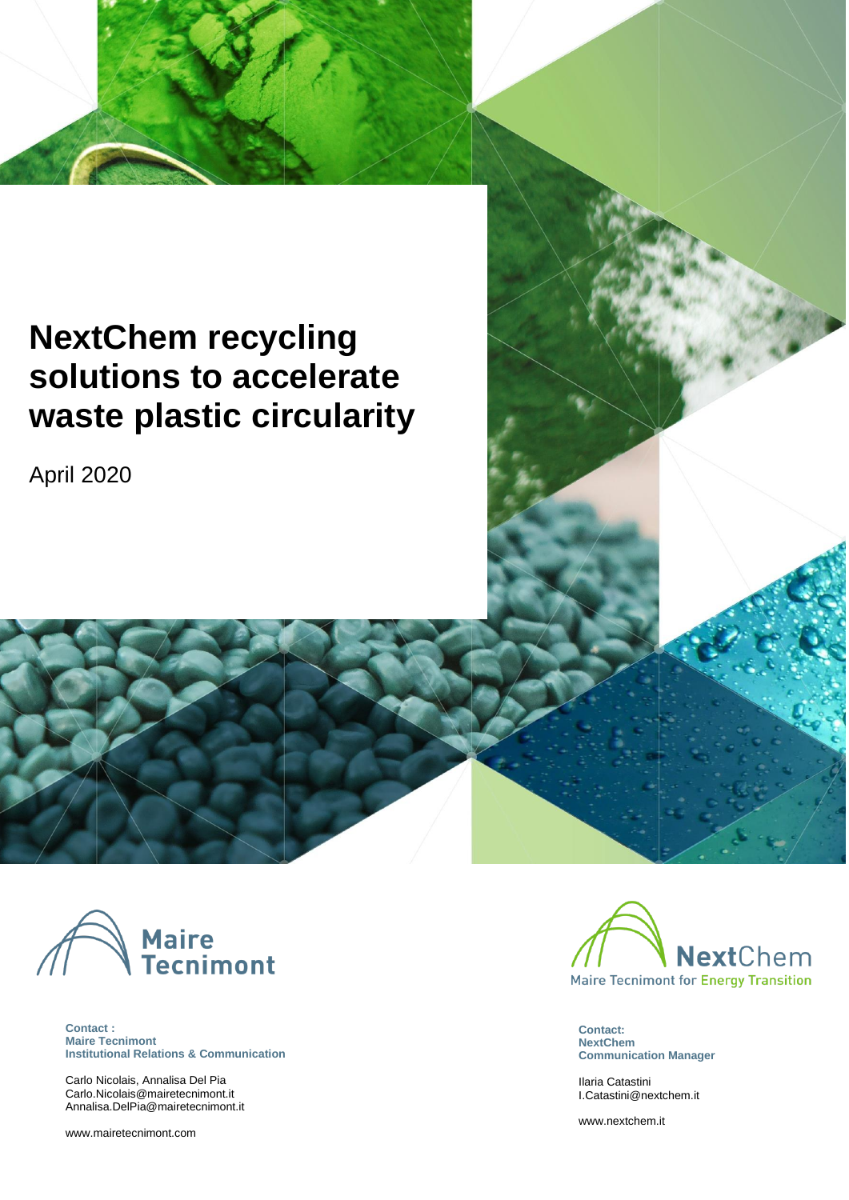# NextChem recycling solutions to accelerate waste plastic circularity

April 2020

Maire Tecnimont

**Contact :**
**Maire Tecnimont**
**Institutional Relations & Communication**

Carlo Nicolais, Annalisa Del Pia
Carlo.Nicolais@mairetecnimont.it
Annalisa.DelPia@mairetecnimont.it

www.mairetecnimont.com

NextChem
Maire Tecnimont for Energy Transition

**Contact:**
**NextChem**
**Communication Manager**

Ilaria Catastini
I.Catastini@nextchem.it

www.nextchem.it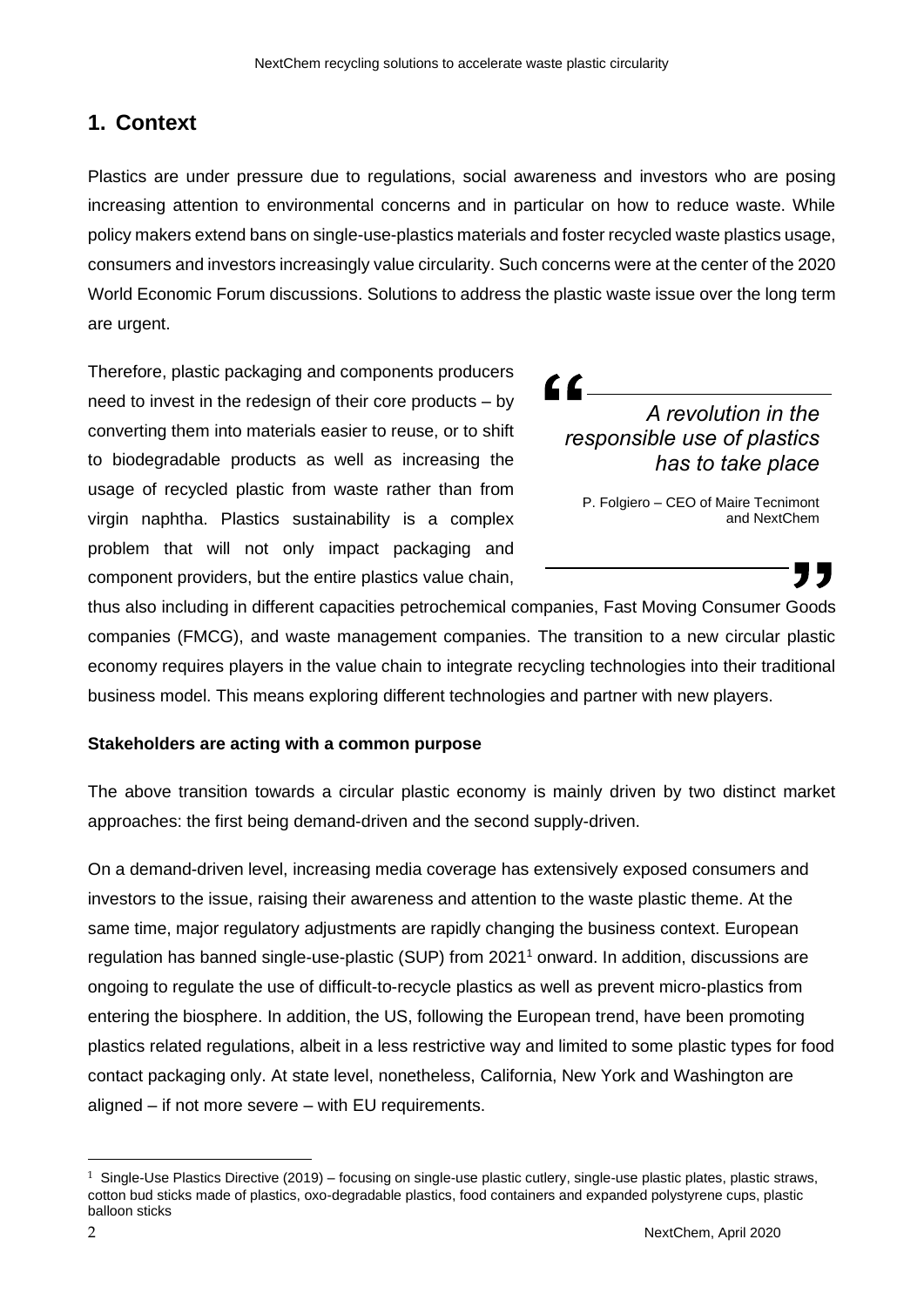## 1. Context

Plastics are under pressure due to regulations, social awareness and investors who are posing increasing attention to environmental concerns and in particular on how to reduce waste. While policy makers extend bans on single-use-plastics materials and foster recycled waste plastics usage, consumers and investors increasingly value circularity. Such concerns were at the center of the 2020 World Economic Forum discussions. Solutions to address the plastic waste issue over the long term are urgent.

> *A revolution in the responsible use of plastics has to take place*
>
> P. Folgiero – CEO of Maire Tecnimont and NextChem

Therefore, plastic packaging and components producers need to invest in the redesign of their core products – by converting them into materials easier to reuse, or to shift to biodegradable products as well as increasing the usage of recycled plastic from waste rather than from virgin naphtha. Plastics sustainability is a complex problem that will not only impact packaging and component providers, but the entire plastics value chain, thus also including in different capacities petrochemical companies, Fast Moving Consumer Goods companies (FMCG), and waste management companies. The transition to a new circular plastic economy requires players in the value chain to integrate recycling technologies into their traditional business model. This means exploring different technologies and partner with new players.

**Stakeholders are acting with a common purpose**

The above transition towards a circular plastic economy is mainly driven by two distinct market approaches: the first being demand-driven and the second supply-driven.

On a demand-driven level, increasing media coverage has extensively exposed consumers and investors to the issue, raising their awareness and attention to the waste plastic theme. At the same time, major regulatory adjustments are rapidly changing the business context. European regulation has banned single-use-plastic (SUP) from 2021[1] onward. In addition, discussions are ongoing to regulate the use of difficult-to-recycle plastics as well as prevent micro-plastics from entering the biosphere. In addition, the US, following the European trend, have been promoting plastics related regulations, albeit in a less restrictive way and limited to some plastic types for food contact packaging only. At state level, nonetheless, California, New York and Washington are aligned – if not more severe – with EU requirements.

[1] Single-Use Plastics Directive (2019) – focusing on single-use plastic cutlery, single-use plastic plates, plastic straws, cotton bud sticks made of plastics, oxo-degradable plastics, food containers and expanded polystyrene cups, plastic balloon sticks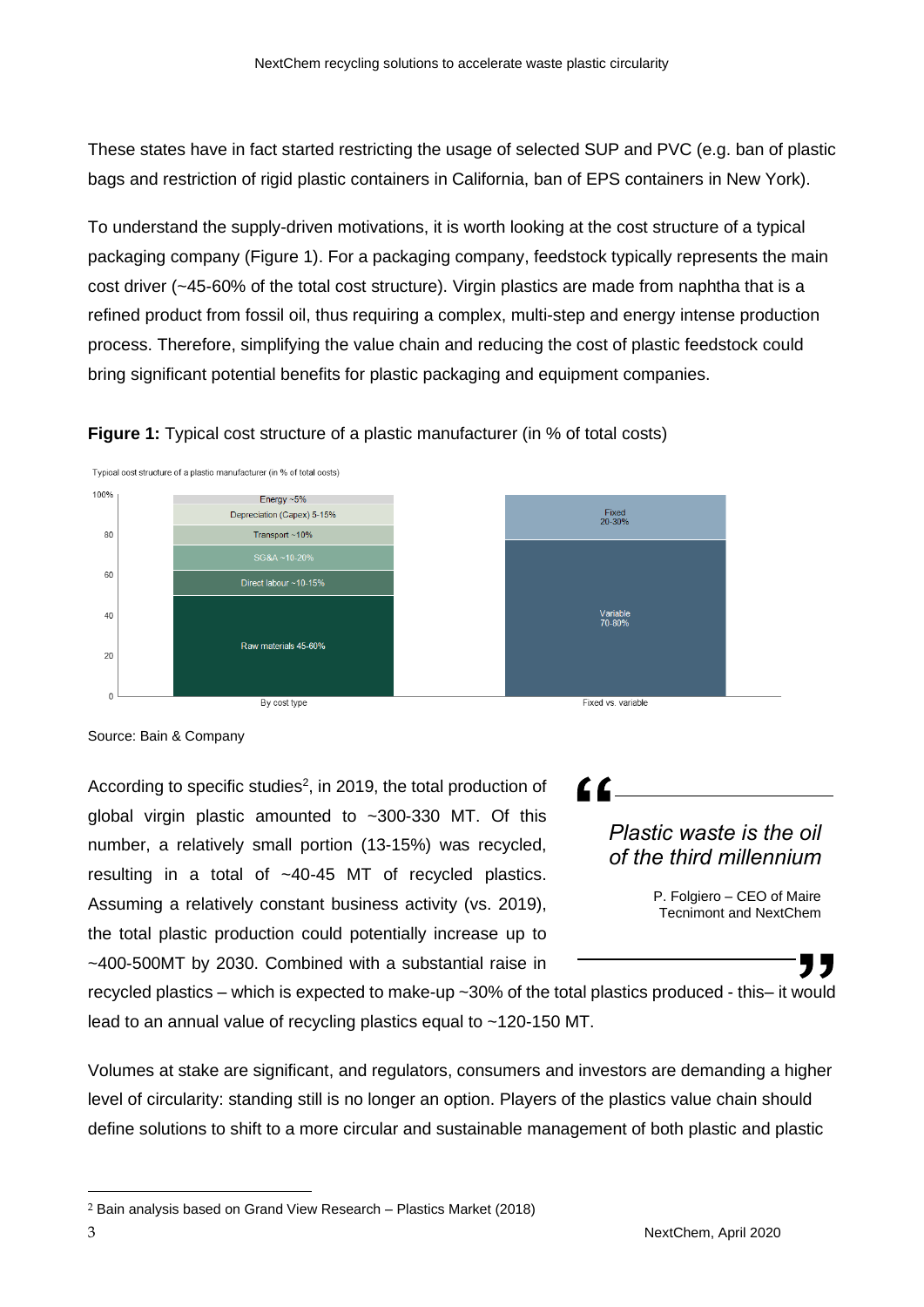These states have in fact started restricting the usage of selected SUP and PVC (e.g. ban of plastic bags and restriction of rigid plastic containers in California, ban of EPS containers in New York).

To understand the supply-driven motivations, it is worth looking at the cost structure of a typical packaging company (Figure 1). For a packaging company, feedstock typically represents the main cost driver (~45-60% of the total cost structure). Virgin plastics are made from naphtha that is a refined product from fossil oil, thus requiring a complex, multi-step and energy intense production process. Therefore, simplifying the value chain and reducing the cost of plastic feedstock could bring significant potential benefits for plastic packaging and equipment companies.

**Figure 1:** Typical cost structure of a plastic manufacturer (in % of total costs)

Typical cost structure of a plastic manufacturer (in % of total costs)

| By cost type | Fixed vs. variable |
| --- | --- |
| Energy ~5% | Fixed 20-30% |
| Depreciation (Capex) 5-15% | |
| Transport ~10% | |
| SG&A ~10-20% | Variable 70-80% |
| Direct labour ~10-15% | |
| Raw materials 45-60% | |

Source: Bain & Company

According to specific studies[2], in 2019, the total production of global virgin plastic amounted to ~300-330 MT. Of this number, a relatively small portion (13-15%) was recycled, resulting in a total of ~40-45 MT of recycled plastics. Assuming a relatively constant business activity (vs. 2019), the total plastic production could potentially increase up to ~400-500MT by 2030. Combined with a substantial raise in recycled plastics – which is expected to make-up ~30% of the total plastics produced - this– it would lead to an annual value of recycling plastics equal to ~120-150 MT.

> *Plastic waste is the oil of the third millennium*
>
> P. Folgiero – CEO of Maire Tecnimont and NextChem

Volumes at stake are significant, and regulators, consumers and investors are demanding a higher level of circularity: standing still is no longer an option. Players of the plastics value chain should define solutions to shift to a more circular and sustainable management of both plastic and plastic

[2] Bain analysis based on Grand View Research – Plastics Market (2018)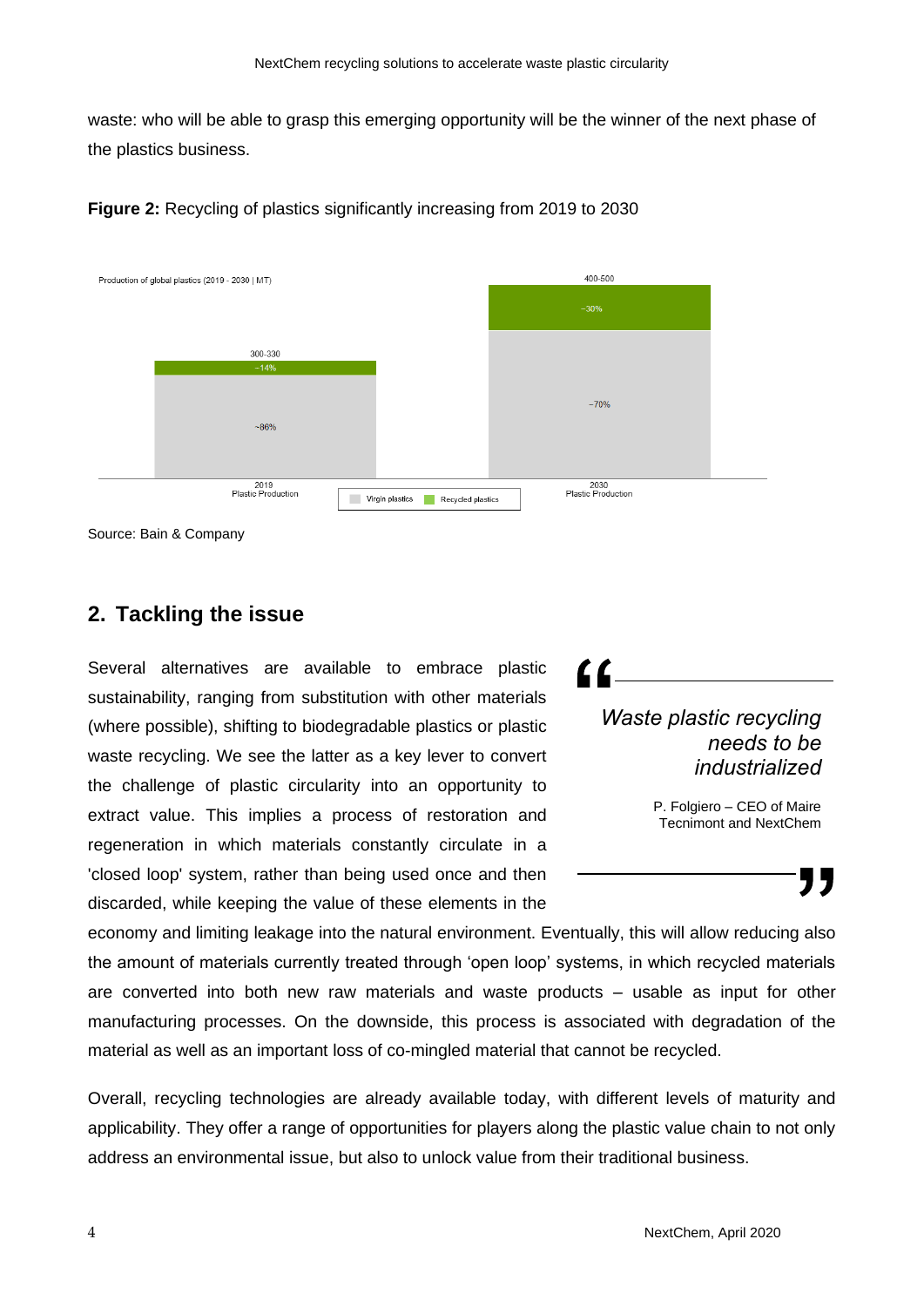waste: who will be able to grasp this emerging opportunity will be the winner of the next phase of the plastics business.

**Figure 2:** Recycling of plastics significantly increasing from 2019 to 2030

Production of global plastics (2019 - 2030 | MT)

| | 2019 Plastic Production | 2030 Plastic Production |
|---|---|---|
| Total | 300-330 | 400-500 |
| Recycled plastics | ~14% | ~30% |
| Virgin plastics | ~86% | ~70% |

Source: Bain & Company

## 2. Tackling the issue

Several alternatives are available to embrace plastic sustainability, ranging from substitution with other materials (where possible), shifting to biodegradable plastics or plastic waste recycling. We see the latter as a key lever to convert the challenge of plastic circularity into an opportunity to extract value. This implies a process of restoration and regeneration in which materials constantly circulate in a 'closed loop' system, rather than being used once and then discarded, while keeping the value of these elements in the economy and limiting leakage into the natural environment. Eventually, this will allow reducing also the amount of materials currently treated through 'open loop' systems, in which recycled materials are converted into both new raw materials and waste products – usable as input for other manufacturing processes. On the downside, this process is associated with degradation of the material as well as an important loss of co-mingled material that cannot be recycled.

> *Waste plastic recycling needs to be industrialized*
>
> P. Folgiero – CEO of Maire Tecnimont and NextChem

Overall, recycling technologies are already available today, with different levels of maturity and applicability. They offer a range of opportunities for players along the plastic value chain to not only address an environmental issue, but also to unlock value from their traditional business.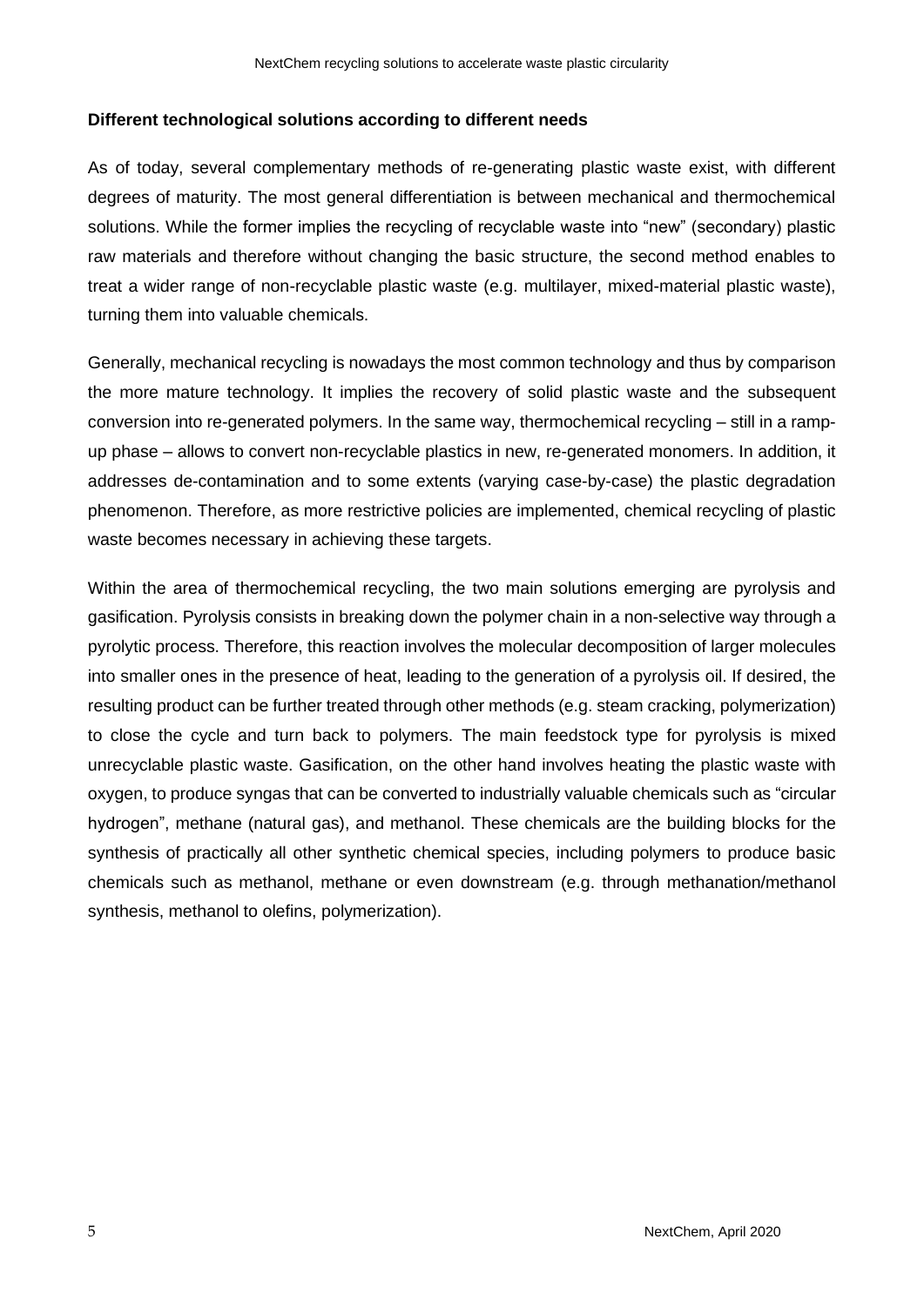**Different technological solutions according to different needs**

As of today, several complementary methods of re-generating plastic waste exist, with different degrees of maturity. The most general differentiation is between mechanical and thermochemical solutions. While the former implies the recycling of recyclable waste into "new" (secondary) plastic raw materials and therefore without changing the basic structure, the second method enables to treat a wider range of non-recyclable plastic waste (e.g. multilayer, mixed-material plastic waste), turning them into valuable chemicals.

Generally, mechanical recycling is nowadays the most common technology and thus by comparison the more mature technology. It implies the recovery of solid plastic waste and the subsequent conversion into re-generated polymers. In the same way, thermochemical recycling – still in a ramp-up phase – allows to convert non-recyclable plastics in new, re-generated monomers. In addition, it addresses de-contamination and to some extents (varying case-by-case) the plastic degradation phenomenon. Therefore, as more restrictive policies are implemented, chemical recycling of plastic waste becomes necessary in achieving these targets.

Within the area of thermochemical recycling, the two main solutions emerging are pyrolysis and gasification. Pyrolysis consists in breaking down the polymer chain in a non-selective way through a pyrolytic process. Therefore, this reaction involves the molecular decomposition of larger molecules into smaller ones in the presence of heat, leading to the generation of a pyrolysis oil. If desired, the resulting product can be further treated through other methods (e.g. steam cracking, polymerization) to close the cycle and turn back to polymers. The main feedstock type for pyrolysis is mixed unrecyclable plastic waste. Gasification, on the other hand involves heating the plastic waste with oxygen, to produce syngas that can be converted to industrially valuable chemicals such as "circular hydrogen", methane (natural gas), and methanol. These chemicals are the building blocks for the synthesis of practically all other synthetic chemical species, including polymers to produce basic chemicals such as methanol, methane or even downstream (e.g. through methanation/methanol synthesis, methanol to olefins, polymerization).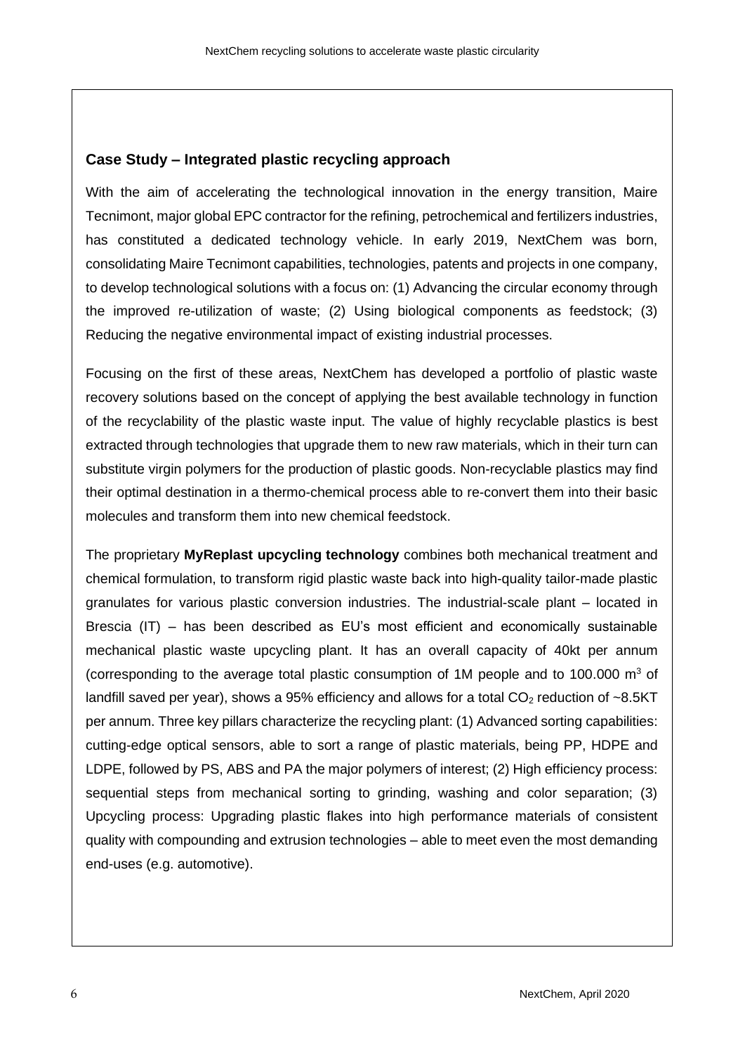## Case Study – Integrated plastic recycling approach

With the aim of accelerating the technological innovation in the energy transition, Maire Tecnimont, major global EPC contractor for the refining, petrochemical and fertilizers industries, has constituted a dedicated technology vehicle. In early 2019, NextChem was born, consolidating Maire Tecnimont capabilities, technologies, patents and projects in one company, to develop technological solutions with a focus on: (1) Advancing the circular economy through the improved re-utilization of waste; (2) Using biological components as feedstock; (3) Reducing the negative environmental impact of existing industrial processes.

Focusing on the first of these areas, NextChem has developed a portfolio of plastic waste recovery solutions based on the concept of applying the best available technology in function of the recyclability of the plastic waste input. The value of highly recyclable plastics is best extracted through technologies that upgrade them to new raw materials, which in their turn can substitute virgin polymers for the production of plastic goods. Non-recyclable plastics may find their optimal destination in a thermo-chemical process able to re-convert them into their basic molecules and transform them into new chemical feedstock.

The proprietary **MyReplast upcycling technology** combines both mechanical treatment and chemical formulation, to transform rigid plastic waste back into high-quality tailor-made plastic granulates for various plastic conversion industries. The industrial-scale plant – located in Brescia (IT) – has been described as EU's most efficient and economically sustainable mechanical plastic waste upcycling plant. It has an overall capacity of 40kt per annum (corresponding to the average total plastic consumption of 1M people and to 100.000 $m^3$ of landfill saved per year), shows a 95% efficiency and allows for a total $CO_2$ reduction of ~8.5KT per annum. Three key pillars characterize the recycling plant: (1) Advanced sorting capabilities: cutting-edge optical sensors, able to sort a range of plastic materials, being PP, HDPE and LDPE, followed by PS, ABS and PA the major polymers of interest; (2) High efficiency process: sequential steps from mechanical sorting to grinding, washing and color separation; (3) Upcycling process: Upgrading plastic flakes into high performance materials of consistent quality with compounding and extrusion technologies – able to meet even the most demanding end-uses (e.g. automotive).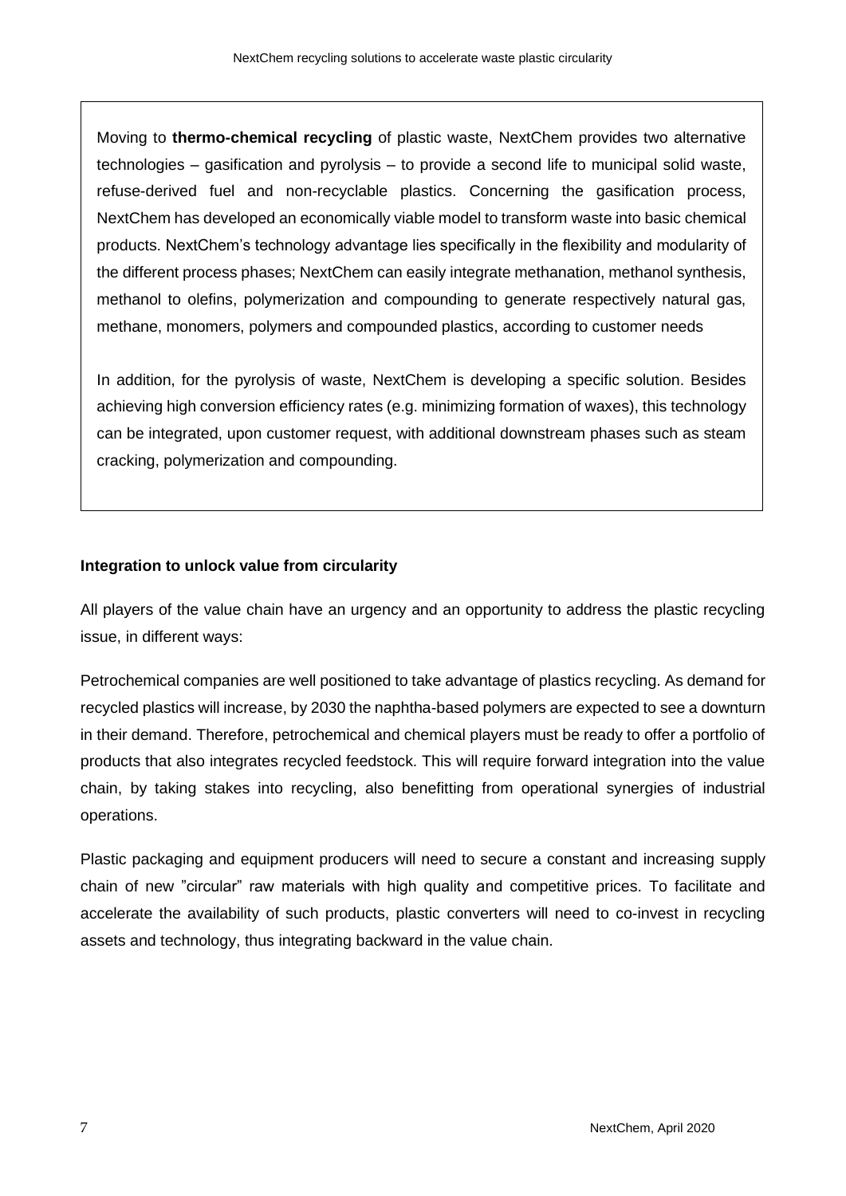Moving to **thermo-chemical recycling** of plastic waste, NextChem provides two alternative technologies – gasification and pyrolysis – to provide a second life to municipal solid waste, refuse-derived fuel and non-recyclable plastics. Concerning the gasification process, NextChem has developed an economically viable model to transform waste into basic chemical products. NextChem's technology advantage lies specifically in the flexibility and modularity of the different process phases; NextChem can easily integrate methanation, methanol synthesis, methanol to olefins, polymerization and compounding to generate respectively natural gas, methane, monomers, polymers and compounded plastics, according to customer needs

In addition, for the pyrolysis of waste, NextChem is developing a specific solution. Besides achieving high conversion efficiency rates (e.g. minimizing formation of waxes), this technology can be integrated, upon customer request, with additional downstream phases such as steam cracking, polymerization and compounding.

**Integration to unlock value from circularity**

All players of the value chain have an urgency and an opportunity to address the plastic recycling issue, in different ways:

Petrochemical companies are well positioned to take advantage of plastics recycling. As demand for recycled plastics will increase, by 2030 the naphtha-based polymers are expected to see a downturn in their demand. Therefore, petrochemical and chemical players must be ready to offer a portfolio of products that also integrates recycled feedstock. This will require forward integration into the value chain, by taking stakes into recycling, also benefitting from operational synergies of industrial operations.

Plastic packaging and equipment producers will need to secure a constant and increasing supply chain of new "circular" raw materials with high quality and competitive prices. To facilitate and accelerate the availability of such products, plastic converters will need to co-invest in recycling assets and technology, thus integrating backward in the value chain.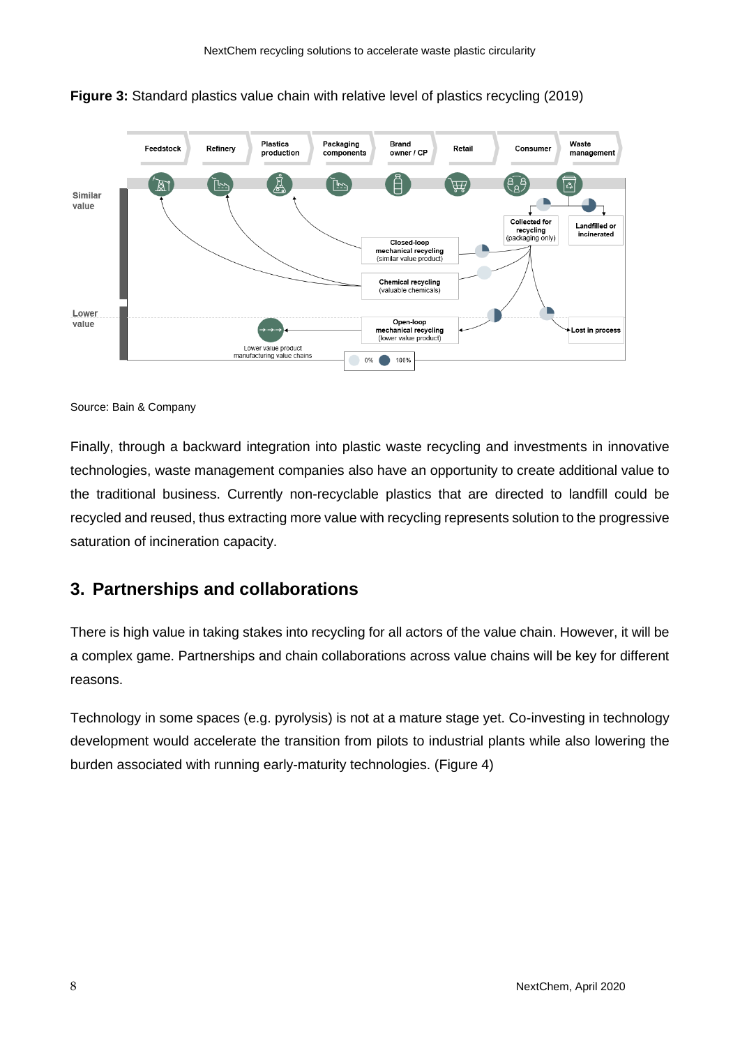**Figure 3:** Standard plastics value chain with relative level of plastics recycling (2019)

Source: Bain & Company

Finally, through a backward integration into plastic waste recycling and investments in innovative technologies, waste management companies also have an opportunity to create additional value to the traditional business. Currently non-recyclable plastics that are directed to landfill could be recycled and reused, thus extracting more value with recycling represents solution to the progressive saturation of incineration capacity.

## 3. Partnerships and collaborations

There is high value in taking stakes into recycling for all actors of the value chain. However, it will be a complex game. Partnerships and chain collaborations across value chains will be key for different reasons.

Technology in some spaces (e.g. pyrolysis) is not at a mature stage yet. Co-investing in technology development would accelerate the transition from pilots to industrial plants while also lowering the burden associated with running early-maturity technologies. (Figure 4)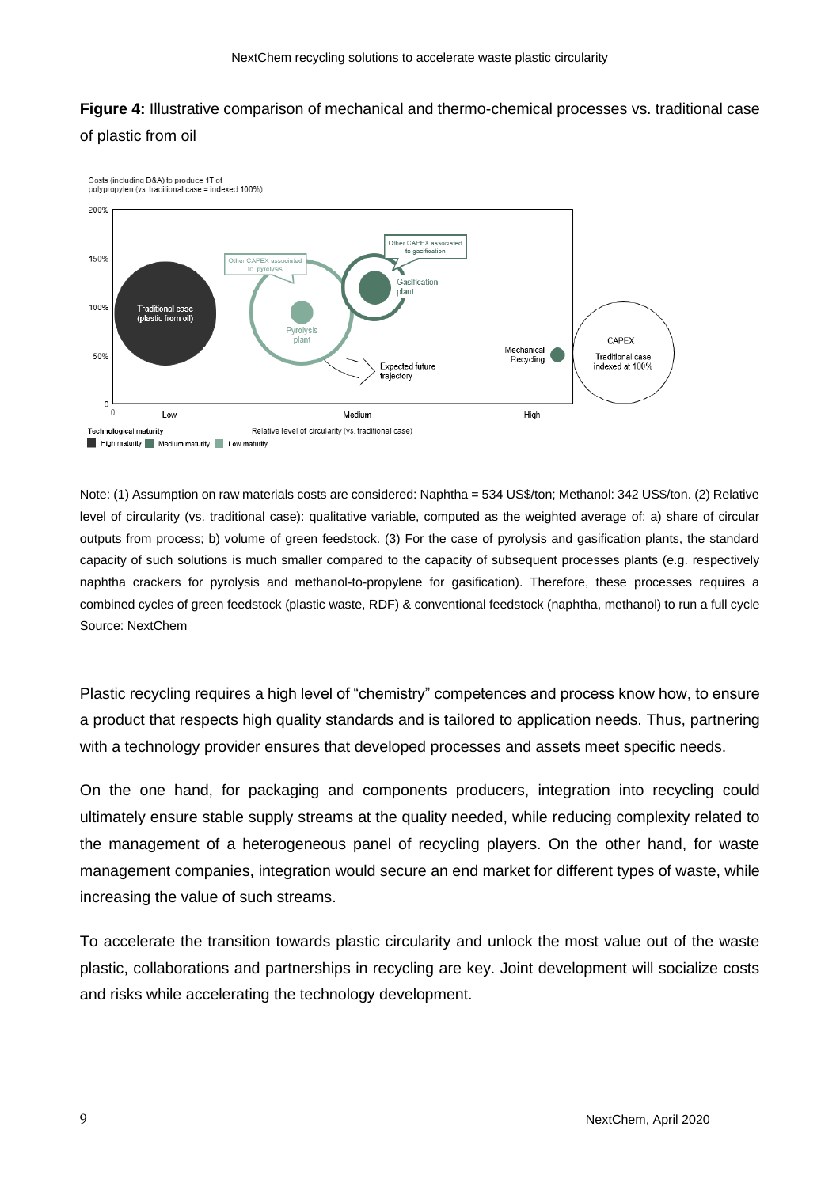**Figure 4:** Illustrative comparison of mechanical and thermo-chemical processes vs. traditional case of plastic from oil

Costs (including D&A) to produce 1T of polypropylen (vs. traditional case = indexed 100%)

200%

150%

100%

50%

0

Other CAPEX associated to gasification

Other CAPEX associated to pyrolysis

Traditional case (plastic from oil)

Gasification plant

Pyrolysis plant

Mechanical Recycling

Expected future trajectory

CAPEX Traditional case indexed at 100%

0 Low Medium High

Relative level of circularity (vs. traditional case)

Technological maturity: High maturity, Medium maturity, Low maturity

Note: (1) Assumption on raw materials costs are considered: Naphtha = 534 US$/ton; Methanol: 342 US$/ton. (2) Relative level of circularity (vs. traditional case): qualitative variable, computed as the weighted average of: a) share of circular outputs from process; b) volume of green feedstock. (3) For the case of pyrolysis and gasification plants, the standard capacity of such solutions is much smaller compared to the capacity of subsequent processes plants (e.g. respectively naphtha crackers for pyrolysis and methanol-to-propylene for gasification). Therefore, these processes requires a combined cycles of green feedstock (plastic waste, RDF) & conventional feedstock (naphtha, methanol) to run a full cycle
Source: NextChem

Plastic recycling requires a high level of "chemistry" competences and process know how, to ensure a product that respects high quality standards and is tailored to application needs. Thus, partnering with a technology provider ensures that developed processes and assets meet specific needs.

On the one hand, for packaging and components producers, integration into recycling could ultimately ensure stable supply streams at the quality needed, while reducing complexity related to the management of a heterogeneous panel of recycling players. On the other hand, for waste management companies, integration would secure an end market for different types of waste, while increasing the value of such streams.

To accelerate the transition towards plastic circularity and unlock the most value out of the waste plastic, collaborations and partnerships in recycling are key. Joint development will socialize costs and risks while accelerating the technology development.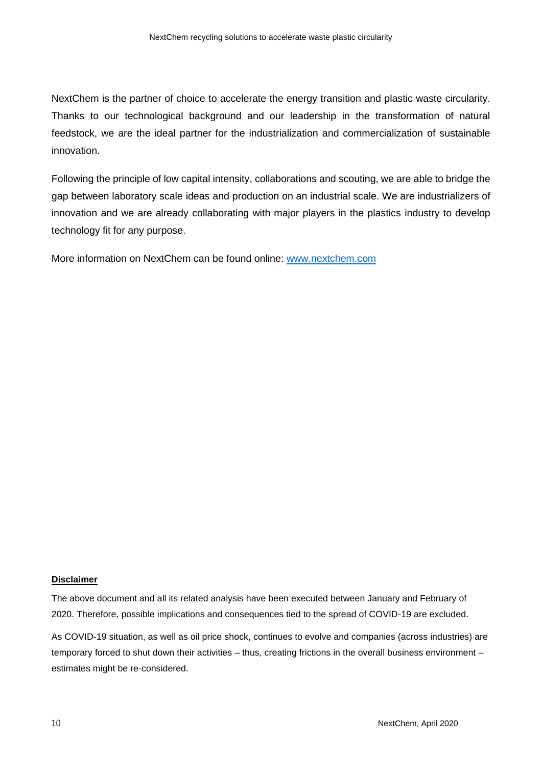NextChem is the partner of choice to accelerate the energy transition and plastic waste circularity. Thanks to our technological background and our leadership in the transformation of natural feedstock, we are the ideal partner for the industrialization and commercialization of sustainable innovation.

Following the principle of low capital intensity, collaborations and scouting, we are able to bridge the gap between laboratory scale ideas and production on an industrial scale. We are industrializers of innovation and we are already collaborating with major players in the plastics industry to develop technology fit for any purpose.

More information on NextChem can be found online: [www.nextchem.com](http://www.nextchem.com)

**Disclaimer**

The above document and all its related analysis have been executed between January and February of 2020. Therefore, possible implications and consequences tied to the spread of COVID-19 are excluded.

As COVID-19 situation, as well as oil price shock, continues to evolve and companies (across industries) are temporary forced to shut down their activities – thus, creating frictions in the overall business environment – estimates might be re-considered.